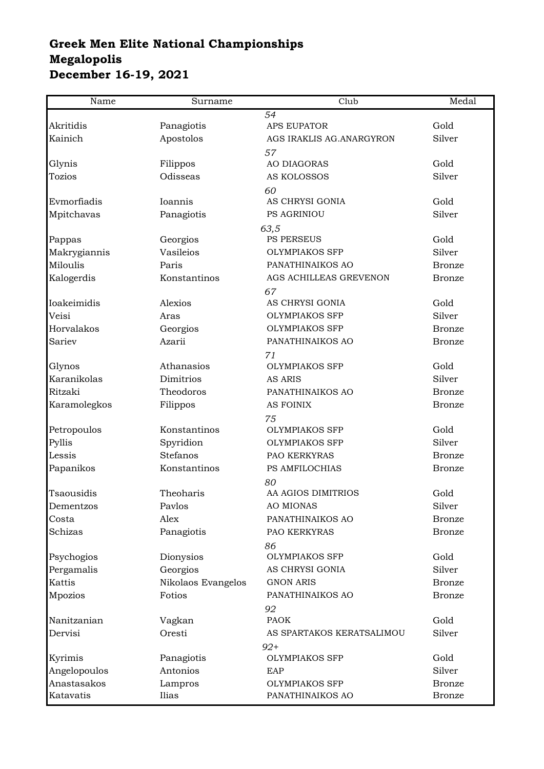**Greek Men Elite National Championships**
**Megalopolis**
**December 16-19, 2021**

| Name | Surname | Club | Medal |
|---|---|---|---|
| | | *54* | |
| Akritidis | Panagiotis | APS EUPATOR | Gold |
| Kainich | Apostolos | AGS IRAKLIS AG.ANARGYRON | Silver |
| | | *57* | |
| Glynis | Filippos | AO DIAGORAS | Gold |
| Tozios | Odisseas | AS KOLOSSOS | Silver |
| | | *60* | |
| Evmorfiadis | Ioannis | AS CHRYSI GONIA | Gold |
| Mpitchavas | Panagiotis | PS AGRINIOU | Silver |
| | | *63,5* | |
| Pappas | Georgios | PS PERSEUS | Gold |
| Makrygiannis | Vasileios | OLYMPIAKOS SFP | Silver |
| Miloulis | Paris | PANATHINAIKOS AO | Bronze |
| Kalogerdis | Konstantinos | AGS ACHILLEAS GREVENON | Bronze |
| | | *67* | |
| Ioakeimidis | Alexios | AS CHRYSI GONIA | Gold |
| Veisi | Aras | OLYMPIAKOS SFP | Silver |
| Horvalakos | Georgios | OLYMPIAKOS SFP | Bronze |
| Sariev | Azarii | PANATHINAIKOS AO | Bronze |
| | | *71* | |
| Glynos | Athanasios | OLYMPIAKOS SFP | Gold |
| Karanikolas | Dimitrios | AS ARIS | Silver |
| Ritzaki | Theodoros | PANATHINAIKOS AO | Bronze |
| Karamolegkos | Filippos | AS FOINIX | Bronze |
| | | *75* | |
| Petropoulos | Konstantinos | OLYMPIAKOS SFP | Gold |
| Pyllis | Spyridion | OLYMPIAKOS SFP | Silver |
| Lessis | Stefanos | PAO KERKYRAS | Bronze |
| Papanikos | Konstantinos | PS AMFILOCHIAS | Bronze |
| | | *80* | |
| Tsaousidis | Theoharis | AA AGIOS DIMITRIOS | Gold |
| Dementzos | Pavlos | AO MIONAS | Silver |
| Costa | Alex | PANATHINAIKOS AO | Bronze |
| Schizas | Panagiotis | PAO KERKYRAS | Bronze |
| | | *86* | |
| Psychogios | Dionysios | OLYMPIAKOS SFP | Gold |
| Pergamalis | Georgios | AS CHRYSI GONIA | Silver |
| Kattis | Nikolaos Evangelos | GNON ARIS | Bronze |
| Mpozios | Fotios | PANATHINAIKOS AO | Bronze |
| | | *92* | |
| Nanitzanian | Vagkan | PAOK | Gold |
| Dervisi | Oresti | AS SPARTAKOS KERATSALIMOU | Silver |
| | | *92+* | |
| Kyrimis | Panagiotis | OLYMPIAKOS SFP | Gold |
| Angelopoulos | Antonios | EAP | Silver |
| Anastasakos | Lampros | OLYMPIAKOS SFP | Bronze |
| Katavatis | Ilias | PANATHINAIKOS AO | Bronze |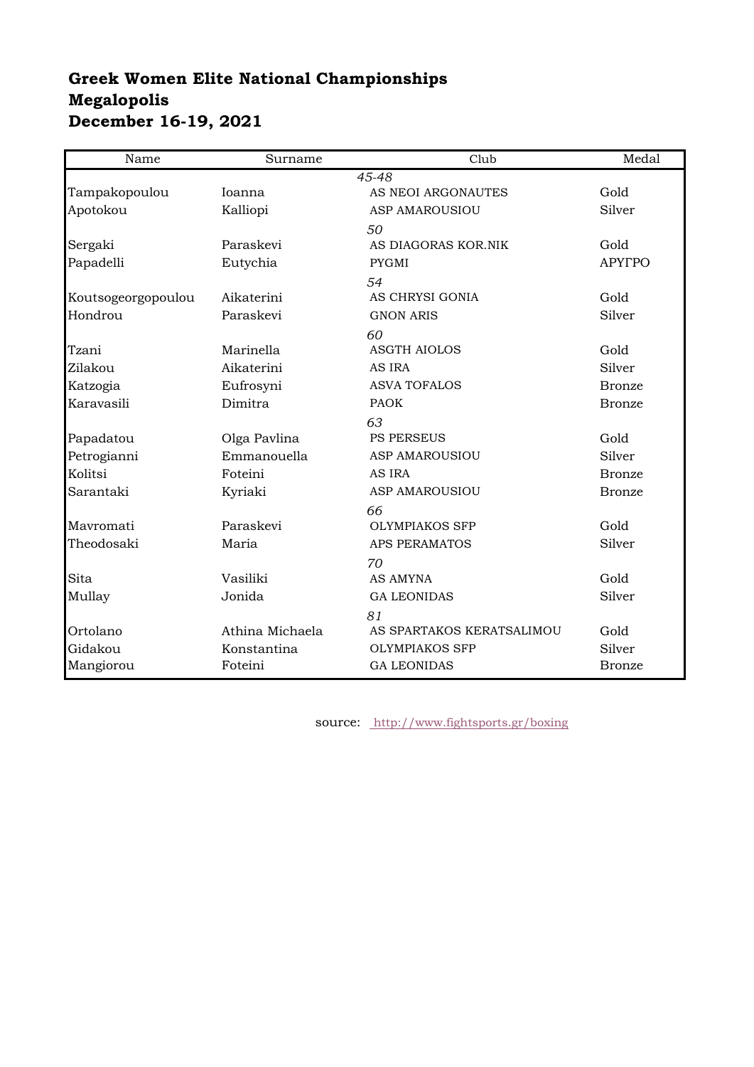**Greek Women Elite National Championships**
**Megalopolis**
**December 16-19, 2021**

| Name | Surname | Club | Medal |
|---|---|---|---|
| | | *45-48* | |
| Tampakopoulou | Ioanna | AS NEOI ARGONAUTES | Gold |
| Apotokou | Kalliopi | ASP AMAROUSIOU | Silver |
| | | *50* | |
| Sergaki | Paraskevi | AS DIAGORAS KOR.NIK | Gold |
| Papadelli | Eutychia | PYGMI | ΑΡΓΥΡΟ |
| | | *54* | |
| Koutsogeorgopoulou | Aikaterini | AS CHRYSI GONIA | Gold |
| Hondrou | Paraskevi | GNON ARIS | Silver |
| | | *60* | |
| Tzani | Marinella | ASGTH AIOLOS | Gold |
| Zilakou | Aikaterini | AS IRA | Silver |
| Katzogia | Eufrosyni | ASVA TOFALOS | Bronze |
| Karavasili | Dimitra | PAOK | Bronze |
| | | *63* | |
| Papadatou | Olga Pavlina | PS PERSEUS | Gold |
| Petrogianni | Emmanouella | ASP AMAROUSIOU | Silver |
| Kolitsi | Foteini | AS IRA | Bronze |
| Sarantaki | Kyriaki | ASP AMAROUSIOU | Bronze |
| | | *66* | |
| Mavromati | Paraskevi | OLYMPIAKOS SFP | Gold |
| Theodosaki | Maria | APS PERAMATOS | Silver |
| | | *70* | |
| Sita | Vasiliki | AS AMYNA | Gold |
| Mullay | Jonida | GA LEONIDAS | Silver |
| | | *81* | |
| Ortolano | Athina Michaela | AS SPARTAKOS KERATSALIMOU | Gold |
| Gidakou | Konstantina | OLYMPIAKOS SFP | Silver |
| Mangiorou | Foteini | GA LEONIDAS | Bronze |

source: http://www.fightsports.gr/boxing